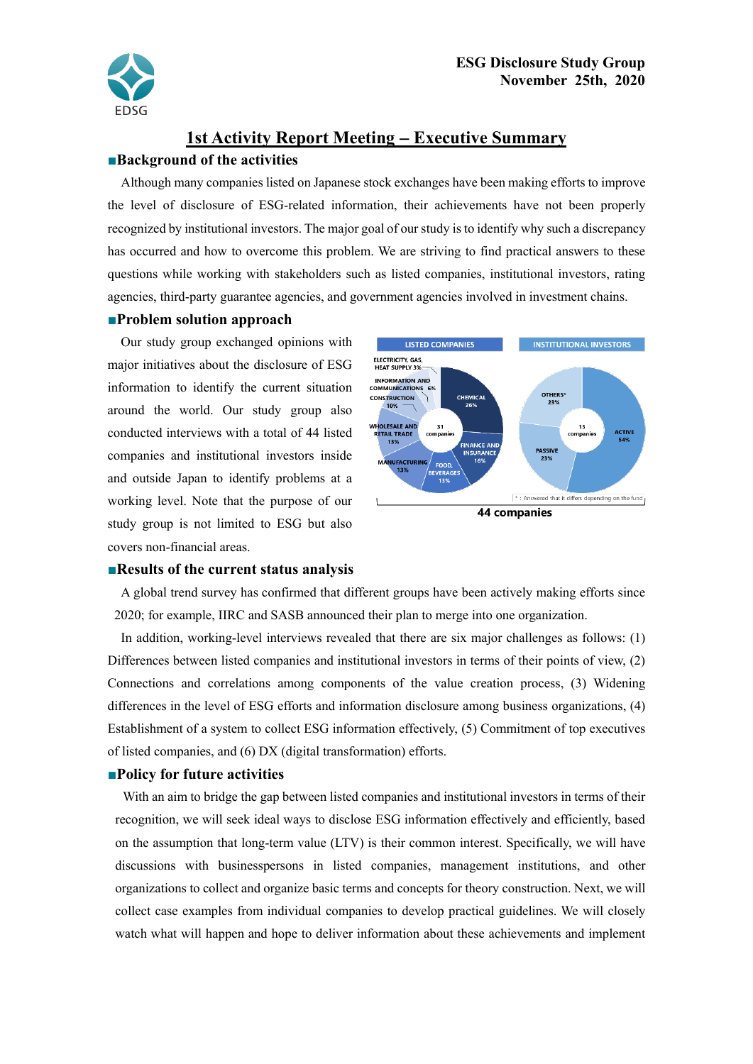ESG Disclosure Study Group
November 25th, 2020

# 1st Activity Report Meeting – Executive Summary

## ■Background of the activities

Although many companies listed on Japanese stock exchanges have been making efforts to improve the level of disclosure of ESG-related information, their achievements have not been properly recognized by institutional investors. The major goal of our study is to identify why such a discrepancy has occurred and how to overcome this problem. We are striving to find practical answers to these questions while working with stakeholders such as listed companies, institutional investors, rating agencies, third-party guarantee agencies, and government agencies involved in investment chains.

## ■Problem solution approach

Our study group exchanged opinions with major initiatives about the disclosure of ESG information to identify the current situation around the world. Our study group also conducted interviews with a total of 44 listed companies and institutional investors inside and outside Japan to identify problems at a working level. Note that the purpose of our study group is not limited to ESG but also covers non-financial areas.

LISTED COMPANIES (31 companies): ELECTRICITY, GAS, HEAT SUPPLY 3%; INFORMATION AND COMMUNICATIONS 6%; CONSTRUCTION 10%; WHOLESALE AND RETAIL TRADE 13%; MANUFACTURING 13%; FOOD, BEVERAGES 13%; FINANCE AND INSURANCE 16%; CHEMICAL 26%

INSTITUTIONAL INVESTORS (13 companies): ACTIVE 54%; PASSIVE 23%; OTHERS* 23%

*: Answered that it differs depending on the fund

44 companies

## ■Results of the current status analysis

A global trend survey has confirmed that different groups have been actively making efforts since 2020; for example, IIRC and SASB announced their plan to merge into one organization.

In addition, working-level interviews revealed that there are six major challenges as follows: (1) Differences between listed companies and institutional investors in terms of their points of view, (2) Connections and correlations among components of the value creation process, (3) Widening differences in the level of ESG efforts and information disclosure among business organizations, (4) Establishment of a system to collect ESG information effectively, (5) Commitment of top executives of listed companies, and (6) DX (digital transformation) efforts.

## ■Policy for future activities

With an aim to bridge the gap between listed companies and institutional investors in terms of their recognition, we will seek ideal ways to disclose ESG information effectively and efficiently, based on the assumption that long-term value (LTV) is their common interest. Specifically, we will have discussions with businesspersons in listed companies, management institutions, and other organizations to collect and organize basic terms and concepts for theory construction. Next, we will collect case examples from individual companies to develop practical guidelines. We will closely watch what will happen and hope to deliver information about these achievements and implement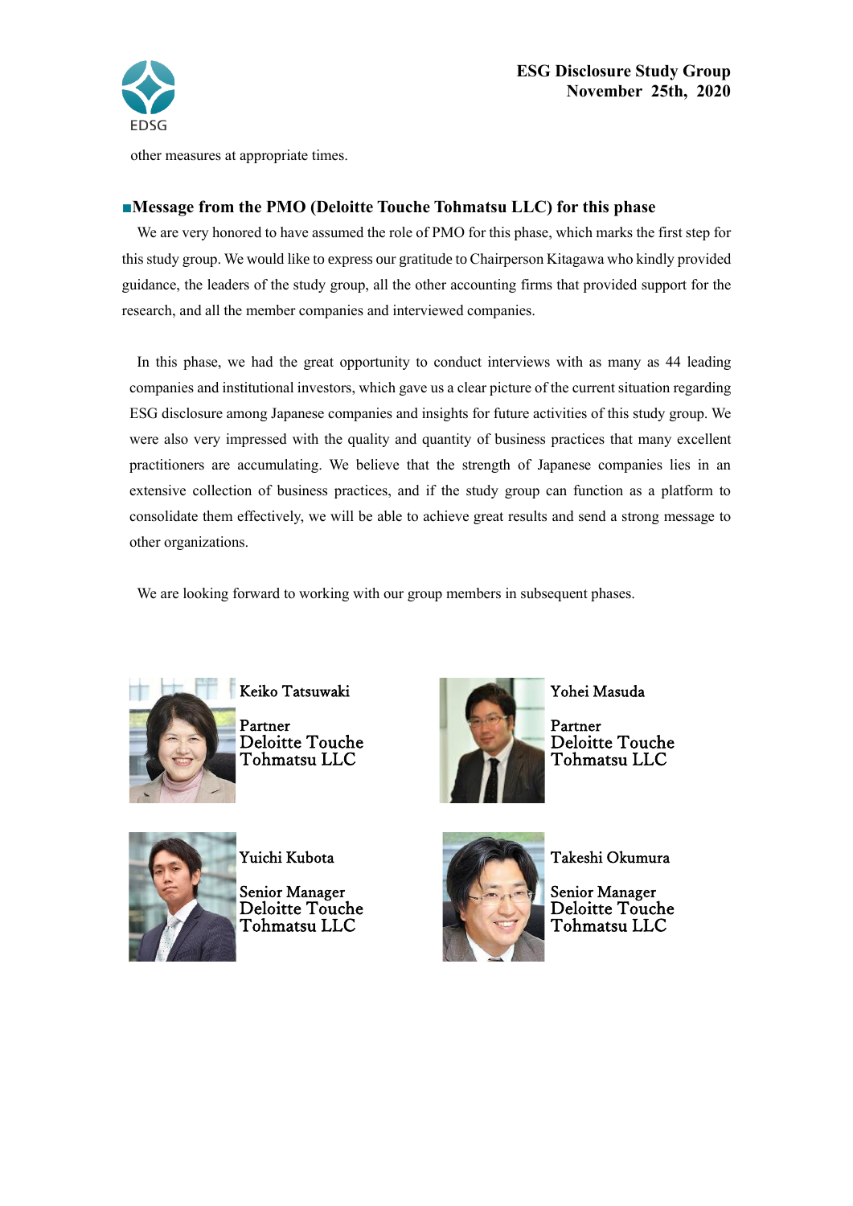other measures at appropriate times.

## ■Message from the PMO (Deloitte Touche Tohmatsu LLC) for this phase

We are very honored to have assumed the role of PMO for this phase, which marks the first step for this study group. We would like to express our gratitude to Chairperson Kitagawa who kindly provided guidance, the leaders of the study group, all the other accounting firms that provided support for the research, and all the member companies and interviewed companies.

In this phase, we had the great opportunity to conduct interviews with as many as 44 leading companies and institutional investors, which gave us a clear picture of the current situation regarding ESG disclosure among Japanese companies and insights for future activities of this study group. We were also very impressed with the quality and quantity of business practices that many excellent practitioners are accumulating. We believe that the strength of Japanese companies lies in an extensive collection of business practices, and if the study group can function as a platform to consolidate them effectively, we will be able to achieve great results and send a strong message to other organizations.

We are looking forward to working with our group members in subsequent phases.

Keiko Tatsuwaki

Partner
Deloitte Touche Tohmatsu LLC

Yohei Masuda

Partner
Deloitte Touche Tohmatsu LLC

Yuichi Kubota

Senior Manager
Deloitte Touche Tohmatsu LLC

Takeshi Okumura

Senior Manager
Deloitte Touche Tohmatsu LLC